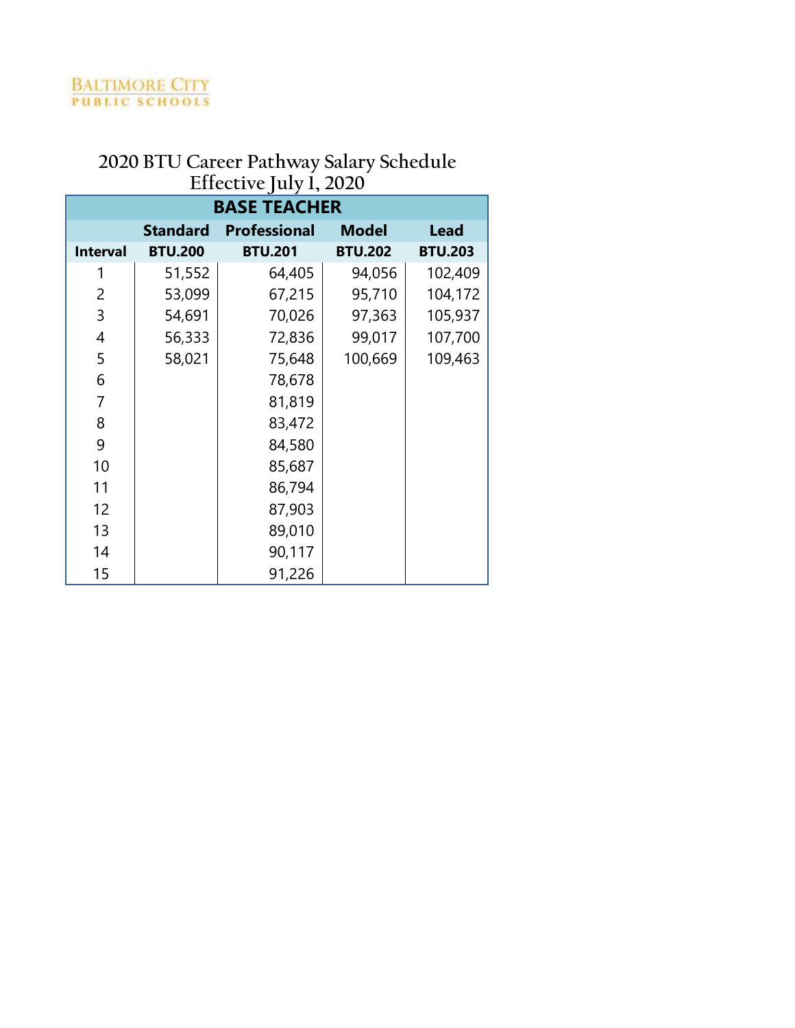BALTIMORE CITY
PUBLIC SCHOOLS

# 2020 BTU Career Pathway Salary Schedule
## Effective July 1, 2020

| BASE TEACHER | | | | |
|---|---|---|---|---|
| | Standard | Professional | Model | Lead |
| Interval | BTU.200 | BTU.201 | BTU.202 | BTU.203 |
| 1 | 51,552 | 64,405 | 94,056 | 102,409 |
| 2 | 53,099 | 67,215 | 95,710 | 104,172 |
| 3 | 54,691 | 70,026 | 97,363 | 105,937 |
| 4 | 56,333 | 72,836 | 99,017 | 107,700 |
| 5 | 58,021 | 75,648 | 100,669 | 109,463 |
| 6 | | 78,678 | | |
| 7 | | 81,819 | | |
| 8 | | 83,472 | | |
| 9 | | 84,580 | | |
| 10 | | 85,687 | | |
| 11 | | 86,794 | | |
| 12 | | 87,903 | | |
| 13 | | 89,010 | | |
| 14 | | 90,117 | | |
| 15 | | 91,226 | | |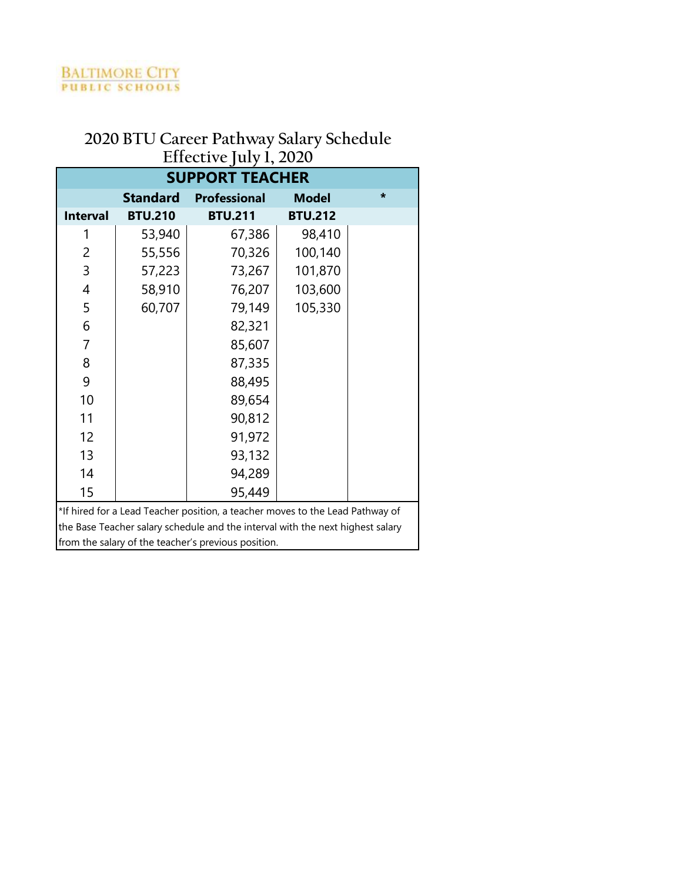BALTIMORE CITY
PUBLIC SCHOOLS

# 2020 BTU Career Pathway Salary Schedule
## Effective July 1, 2020

| SUPPORT TEACHER | | | | |
|---|---|---|---|---|
| | Standard | Professional | Model | * |
| Interval | BTU.210 | BTU.211 | BTU.212 | |
| 1 | 53,940 | 67,386 | 98,410 | |
| 2 | 55,556 | 70,326 | 100,140 | |
| 3 | 57,223 | 73,267 | 101,870 | |
| 4 | 58,910 | 76,207 | 103,600 | |
| 5 | 60,707 | 79,149 | 105,330 | |
| 6 | | 82,321 | | |
| 7 | | 85,607 | | |
| 8 | | 87,335 | | |
| 9 | | 88,495 | | |
| 10 | | 89,654 | | |
| 11 | | 90,812 | | |
| 12 | | 91,972 | | |
| 13 | | 93,132 | | |
| 14 | | 94,289 | | |
| 15 | | 95,449 | | |

*If hired for a Lead Teacher position, a teacher moves to the Lead Pathway of the Base Teacher salary schedule and the interval with the next highest salary from the salary of the teacher's previous position.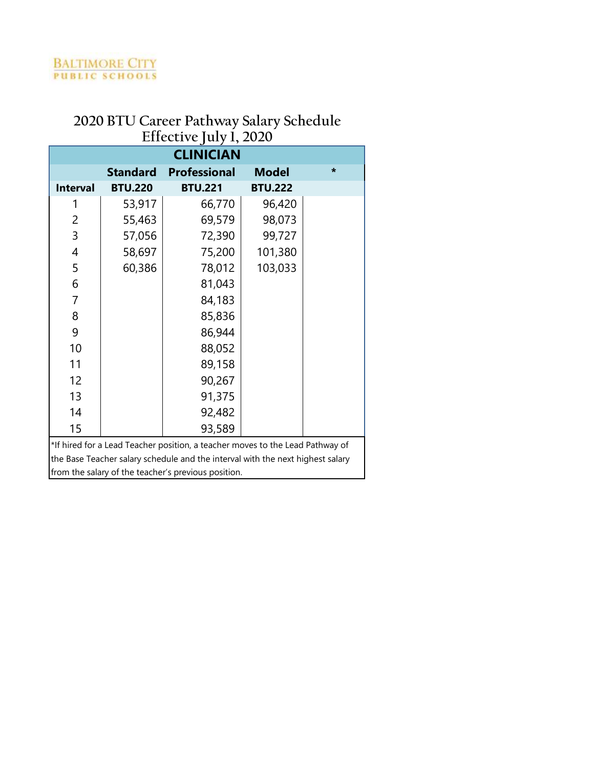Baltimore City Public Schools

# 2020 BTU Career Pathway Salary Schedule
## Effective July 1, 2020

| CLINICIAN | | | | |
|---|---|---|---|---|
| | Standard | Professional | Model | * |
| Interval | BTU.220 | BTU.221 | BTU.222 | |
| 1 | 53,917 | 66,770 | 96,420 | |
| 2 | 55,463 | 69,579 | 98,073 | |
| 3 | 57,056 | 72,390 | 99,727 | |
| 4 | 58,697 | 75,200 | 101,380 | |
| 5 | 60,386 | 78,012 | 103,033 | |
| 6 | | 81,043 | | |
| 7 | | 84,183 | | |
| 8 | | 85,836 | | |
| 9 | | 86,944 | | |
| 10 | | 88,052 | | |
| 11 | | 89,158 | | |
| 12 | | 90,267 | | |
| 13 | | 91,375 | | |
| 14 | | 92,482 | | |
| 15 | | 93,589 | | |

*If hired for a Lead Teacher position, a teacher moves to the Lead Pathway of the Base Teacher salary schedule and the interval with the next highest salary from the salary of the teacher's previous position.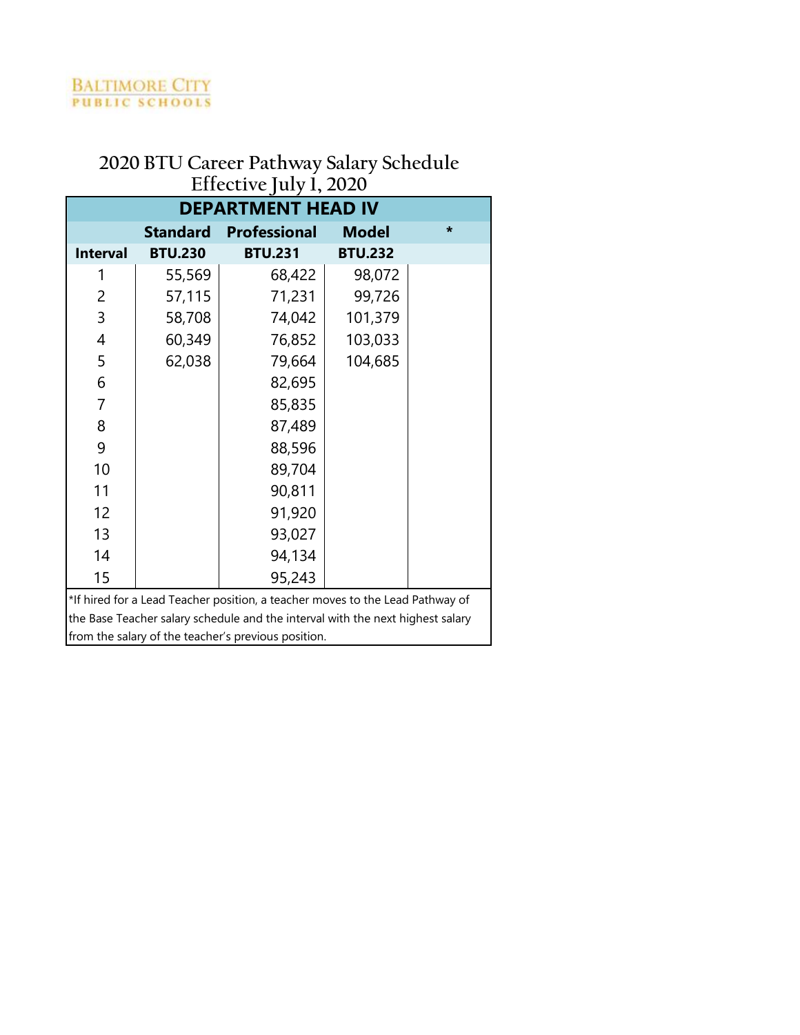BALTIMORE CITY
PUBLIC SCHOOLS

# 2020 BTU Career Pathway Salary Schedule
## Effective July 1, 2020

| DEPARTMENT HEAD IV | | | | |
|---|---|---|---|---|
| | Standard | Professional | Model | * |
| Interval | BTU.230 | BTU.231 | BTU.232 | |
| 1 | 55,569 | 68,422 | 98,072 | |
| 2 | 57,115 | 71,231 | 99,726 | |
| 3 | 58,708 | 74,042 | 101,379 | |
| 4 | 60,349 | 76,852 | 103,033 | |
| 5 | 62,038 | 79,664 | 104,685 | |
| 6 | | 82,695 | | |
| 7 | | 85,835 | | |
| 8 | | 87,489 | | |
| 9 | | 88,596 | | |
| 10 | | 89,704 | | |
| 11 | | 90,811 | | |
| 12 | | 91,920 | | |
| 13 | | 93,027 | | |
| 14 | | 94,134 | | |
| 15 | | 95,243 | | |

*If hired for a Lead Teacher position, a teacher moves to the Lead Pathway of the Base Teacher salary schedule and the interval with the next highest salary from the salary of the teacher's previous position.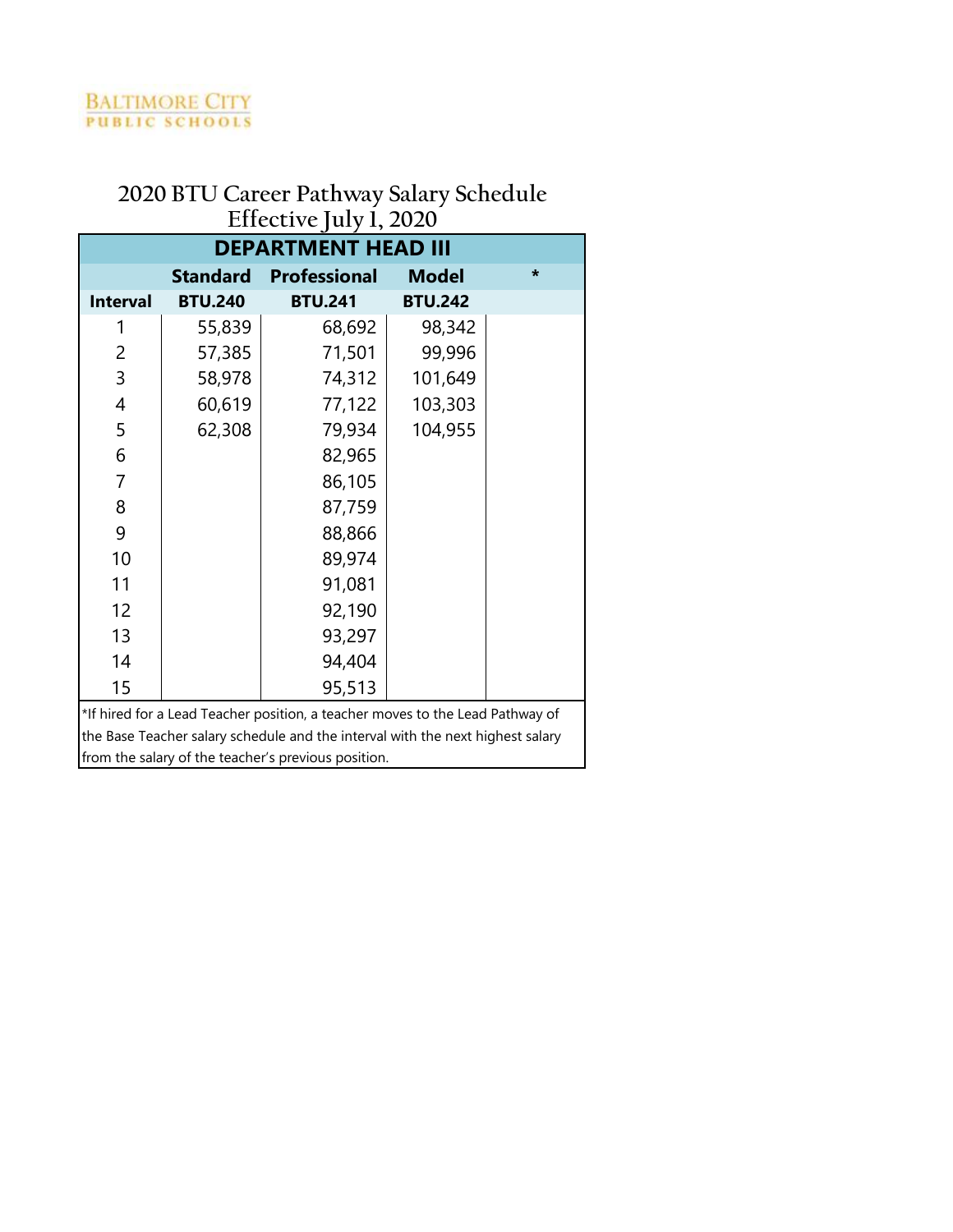BALTIMORE CITY
PUBLIC SCHOOLS

# 2020 BTU Career Pathway Salary Schedule
## Effective July 1, 2020

| DEPARTMENT HEAD III | | | | |
|---|---|---|---|---|
| | Standard | Professional | Model | * |
| Interval | BTU.240 | BTU.241 | BTU.242 | |
| 1 | 55,839 | 68,692 | 98,342 | |
| 2 | 57,385 | 71,501 | 99,996 | |
| 3 | 58,978 | 74,312 | 101,649 | |
| 4 | 60,619 | 77,122 | 103,303 | |
| 5 | 62,308 | 79,934 | 104,955 | |
| 6 | | 82,965 | | |
| 7 | | 86,105 | | |
| 8 | | 87,759 | | |
| 9 | | 88,866 | | |
| 10 | | 89,974 | | |
| 11 | | 91,081 | | |
| 12 | | 92,190 | | |
| 13 | | 93,297 | | |
| 14 | | 94,404 | | |
| 15 | | 95,513 | | |

*If hired for a Lead Teacher position, a teacher moves to the Lead Pathway of the Base Teacher salary schedule and the interval with the next highest salary from the salary of the teacher's previous position.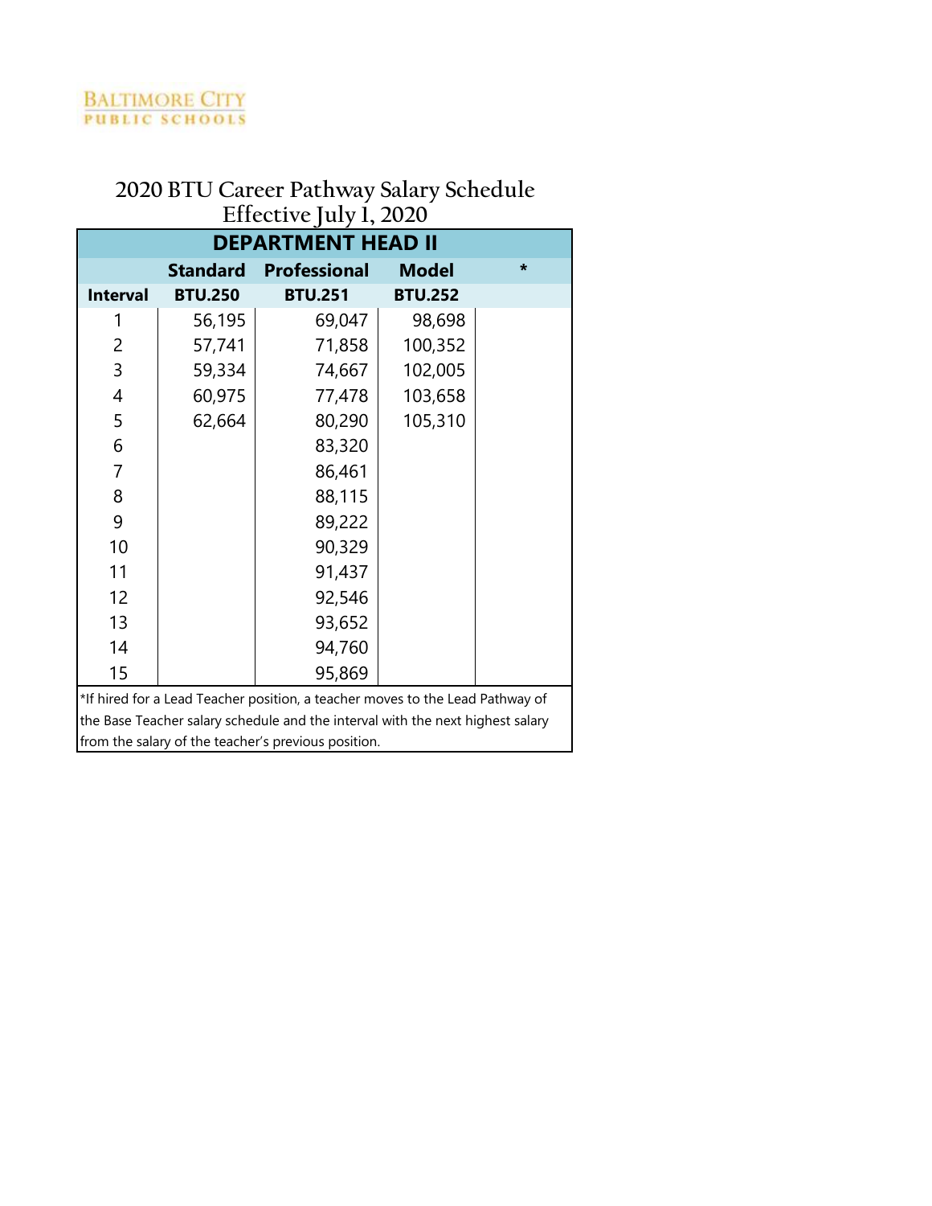BALTIMORE CITY
PUBLIC SCHOOLS

# 2020 BTU Career Pathway Salary Schedule
## Effective July 1, 2020

| DEPARTMENT HEAD II | | | | |
|---|---|---|---|---|
| | **Standard** | **Professional** | **Model** | * |
| **Interval** | **BTU.250** | **BTU.251** | **BTU.252** | |
| 1 | 56,195 | 69,047 | 98,698 | |
| 2 | 57,741 | 71,858 | 100,352 | |
| 3 | 59,334 | 74,667 | 102,005 | |
| 4 | 60,975 | 77,478 | 103,658 | |
| 5 | 62,664 | 80,290 | 105,310 | |
| 6 | | 83,320 | | |
| 7 | | 86,461 | | |
| 8 | | 88,115 | | |
| 9 | | 89,222 | | |
| 10 | | 90,329 | | |
| 11 | | 91,437 | | |
| 12 | | 92,546 | | |
| 13 | | 93,652 | | |
| 14 | | 94,760 | | |
| 15 | | 95,869 | | |

*If hired for a Lead Teacher position, a teacher moves to the Lead Pathway of the Base Teacher salary schedule and the interval with the next highest salary from the salary of the teacher's previous position.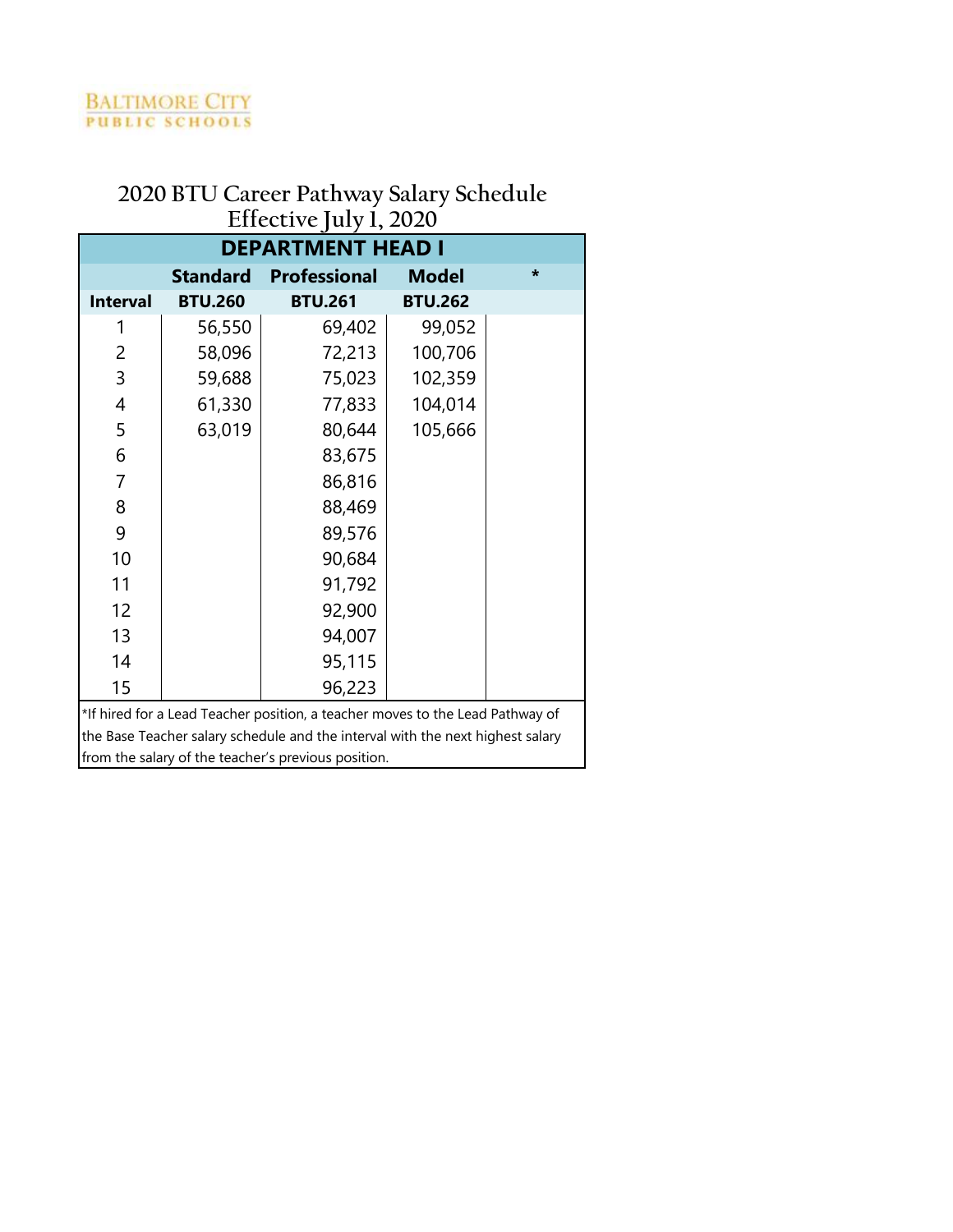BALTIMORE CITY
PUBLIC SCHOOLS

# 2020 BTU Career Pathway Salary Schedule
## Effective July 1, 2020

| DEPARTMENT HEAD I | | | | |
|---|---|---|---|---|
| | **Standard** | **Professional** | **Model** | * |
| **Interval** | **BTU.260** | **BTU.261** | **BTU.262** | |
| 1 | 56,550 | 69,402 | 99,052 | |
| 2 | 58,096 | 72,213 | 100,706 | |
| 3 | 59,688 | 75,023 | 102,359 | |
| 4 | 61,330 | 77,833 | 104,014 | |
| 5 | 63,019 | 80,644 | 105,666 | |
| 6 | | 83,675 | | |
| 7 | | 86,816 | | |
| 8 | | 88,469 | | |
| 9 | | 89,576 | | |
| 10 | | 90,684 | | |
| 11 | | 91,792 | | |
| 12 | | 92,900 | | |
| 13 | | 94,007 | | |
| 14 | | 95,115 | | |
| 15 | | 96,223 | | |

*If hired for a Lead Teacher position, a teacher moves to the Lead Pathway of the Base Teacher salary schedule and the interval with the next highest salary from the salary of the teacher's previous position.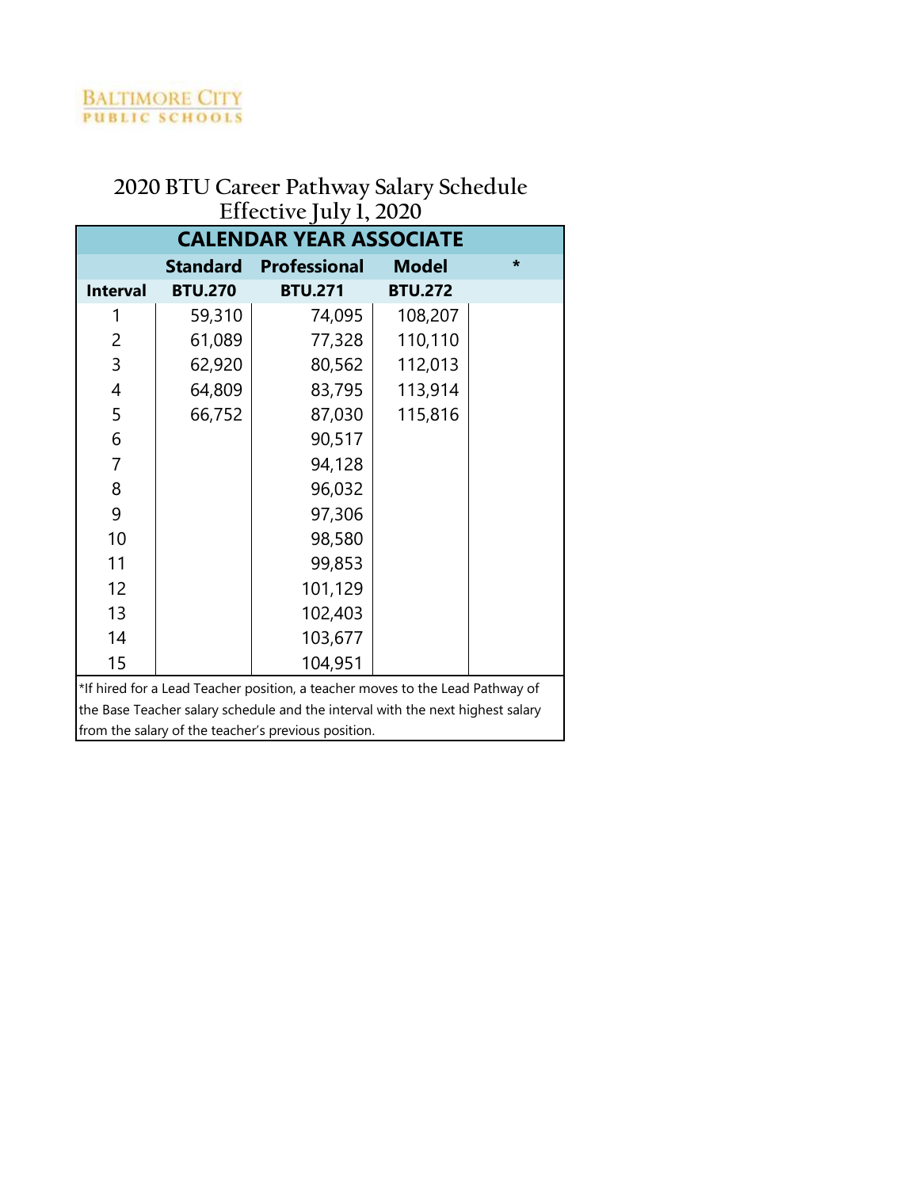BALTIMORE CITY
PUBLIC SCHOOLS

# 2020 BTU Career Pathway Salary Schedule
## Effective July 1, 2020

| CALENDAR YEAR ASSOCIATE | | | | |
|---|---|---|---|---|
| | Standard | Professional | Model | * |
| Interval | BTU.270 | BTU.271 | BTU.272 | |
| 1 | 59,310 | 74,095 | 108,207 | |
| 2 | 61,089 | 77,328 | 110,110 | |
| 3 | 62,920 | 80,562 | 112,013 | |
| 4 | 64,809 | 83,795 | 113,914 | |
| 5 | 66,752 | 87,030 | 115,816 | |
| 6 | | 90,517 | | |
| 7 | | 94,128 | | |
| 8 | | 96,032 | | |
| 9 | | 97,306 | | |
| 10 | | 98,580 | | |
| 11 | | 99,853 | | |
| 12 | | 101,129 | | |
| 13 | | 102,403 | | |
| 14 | | 103,677 | | |
| 15 | | 104,951 | | |

*If hired for a Lead Teacher position, a teacher moves to the Lead Pathway of the Base Teacher salary schedule and the interval with the next highest salary from the salary of the teacher's previous position.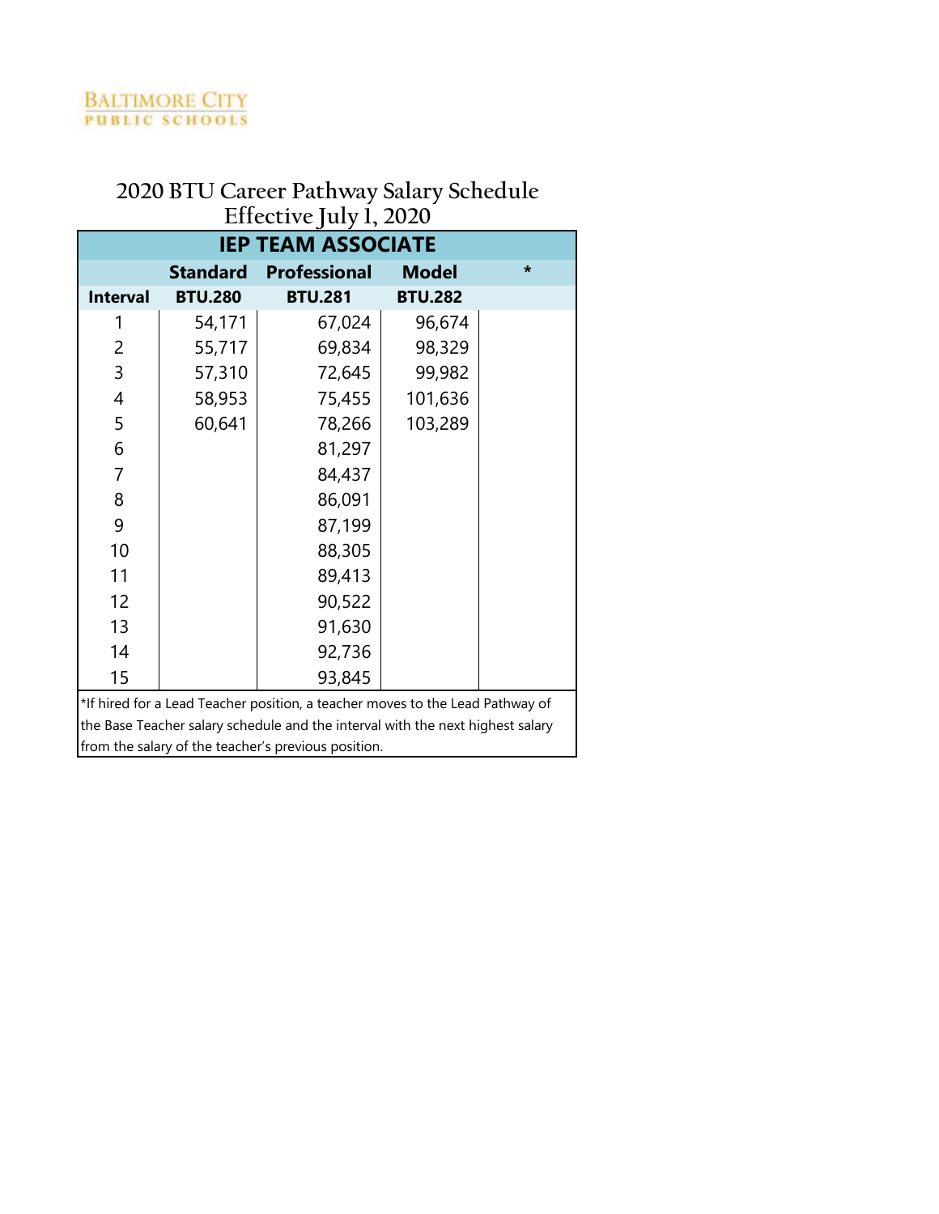BALTIMORE CITY
PUBLIC SCHOOLS

# 2020 BTU Career Pathway Salary Schedule
## Effective July 1, 2020

| IEP TEAM ASSOCIATE | | | | |
|---|---|---|---|---|
| | **Standard** | **Professional** | **Model** | * |
| **Interval** | **BTU.280** | **BTU.281** | **BTU.282** | |
| 1 | 54,171 | 67,024 | 96,674 | |
| 2 | 55,717 | 69,834 | 98,329 | |
| 3 | 57,310 | 72,645 | 99,982 | |
| 4 | 58,953 | 75,455 | 101,636 | |
| 5 | 60,641 | 78,266 | 103,289 | |
| 6 | | 81,297 | | |
| 7 | | 84,437 | | |
| 8 | | 86,091 | | |
| 9 | | 87,199 | | |
| 10 | | 88,305 | | |
| 11 | | 89,413 | | |
| 12 | | 90,522 | | |
| 13 | | 91,630 | | |
| 14 | | 92,736 | | |
| 15 | | 93,845 | | |

*If hired for a Lead Teacher position, a teacher moves to the Lead Pathway of the Base Teacher salary schedule and the interval with the next highest salary from the salary of the teacher's previous position.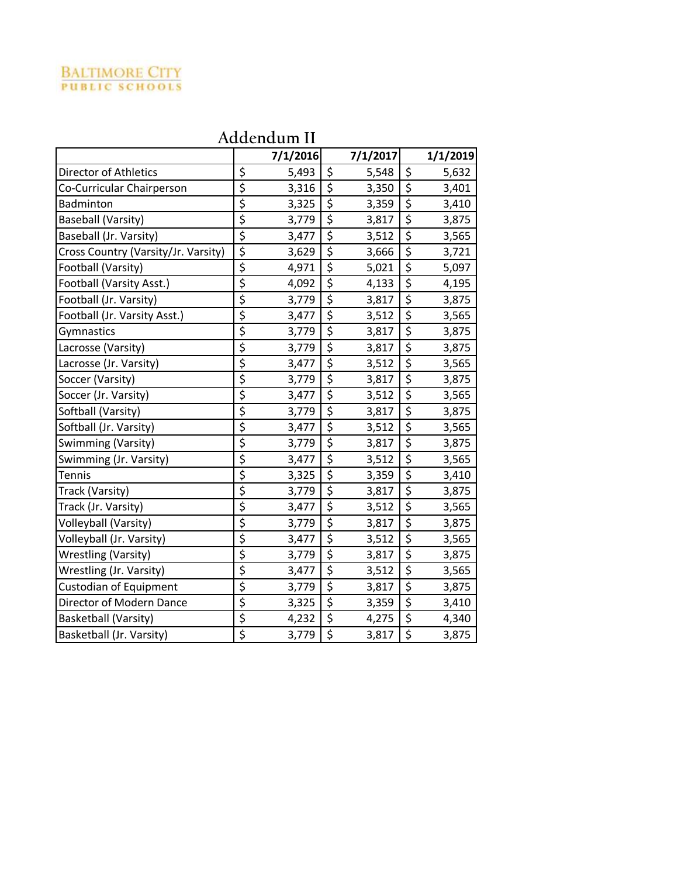BALTIMORE CITY
PUBLIC SCHOOLS

## Addendum II

| | 7/1/2016 | 7/1/2017 | 1/1/2019 |
|---|---|---|---|
| Director of Athletics | $ 5,493 | $ 5,548 | $ 5,632 |
| Co-Curricular Chairperson | $ 3,316 | $ 3,350 | $ 3,401 |
| Badminton | $ 3,325 | $ 3,359 | $ 3,410 |
| Baseball (Varsity) | $ 3,779 | $ 3,817 | $ 3,875 |
| Baseball (Jr. Varsity) | $ 3,477 | $ 3,512 | $ 3,565 |
| Cross Country (Varsity/Jr. Varsity) | $ 3,629 | $ 3,666 | $ 3,721 |
| Football (Varsity) | $ 4,971 | $ 5,021 | $ 5,097 |
| Football (Varsity Asst.) | $ 4,092 | $ 4,133 | $ 4,195 |
| Football (Jr. Varsity) | $ 3,779 | $ 3,817 | $ 3,875 |
| Football (Jr. Varsity Asst.) | $ 3,477 | $ 3,512 | $ 3,565 |
| Gymnastics | $ 3,779 | $ 3,817 | $ 3,875 |
| Lacrosse (Varsity) | $ 3,779 | $ 3,817 | $ 3,875 |
| Lacrosse (Jr. Varsity) | $ 3,477 | $ 3,512 | $ 3,565 |
| Soccer (Varsity) | $ 3,779 | $ 3,817 | $ 3,875 |
| Soccer (Jr. Varsity) | $ 3,477 | $ 3,512 | $ 3,565 |
| Softball (Varsity) | $ 3,779 | $ 3,817 | $ 3,875 |
| Softball (Jr. Varsity) | $ 3,477 | $ 3,512 | $ 3,565 |
| Swimming (Varsity) | $ 3,779 | $ 3,817 | $ 3,875 |
| Swimming (Jr. Varsity) | $ 3,477 | $ 3,512 | $ 3,565 |
| Tennis | $ 3,325 | $ 3,359 | $ 3,410 |
| Track (Varsity) | $ 3,779 | $ 3,817 | $ 3,875 |
| Track (Jr. Varsity) | $ 3,477 | $ 3,512 | $ 3,565 |
| Volleyball (Varsity) | $ 3,779 | $ 3,817 | $ 3,875 |
| Volleyball (Jr. Varsity) | $ 3,477 | $ 3,512 | $ 3,565 |
| Wrestling (Varsity) | $ 3,779 | $ 3,817 | $ 3,875 |
| Wrestling (Jr. Varsity) | $ 3,477 | $ 3,512 | $ 3,565 |
| Custodian of Equipment | $ 3,779 | $ 3,817 | $ 3,875 |
| Director of Modern Dance | $ 3,325 | $ 3,359 | $ 3,410 |
| Basketball (Varsity) | $ 4,232 | $ 4,275 | $ 4,340 |
| Basketball (Jr. Varsity) | $ 3,779 | $ 3,817 | $ 3,875 |